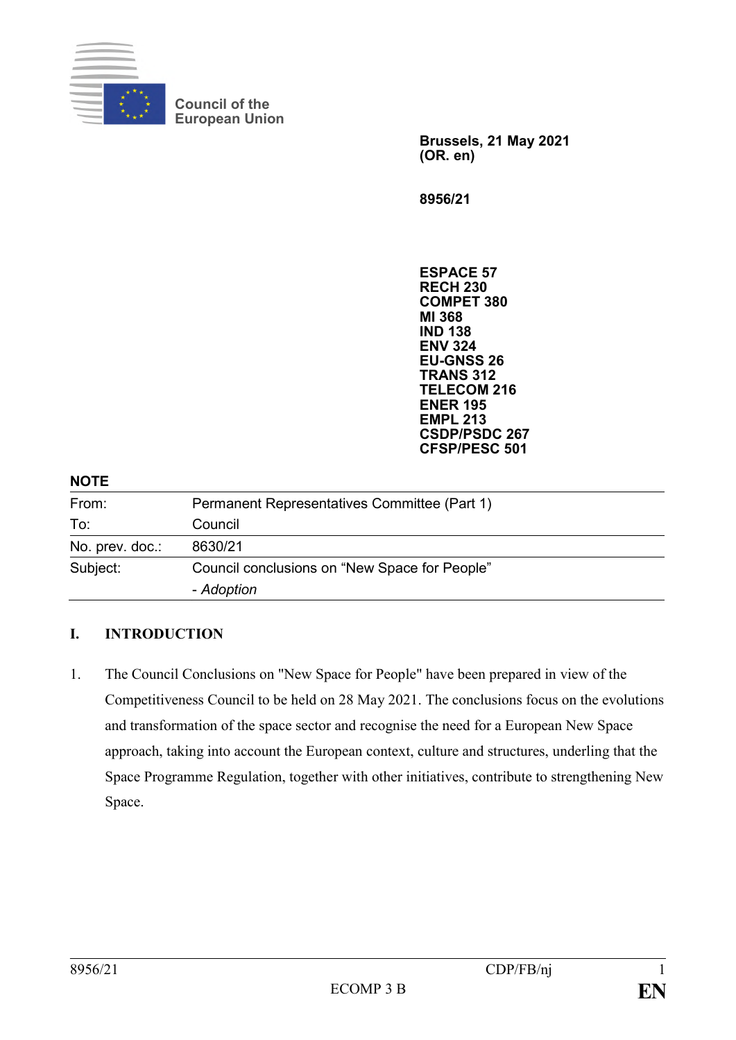Council of the European Union

**Brussels, 21 May 2021**
**(OR. en)**

**8956/21**

**ESPACE 57**
**RECH 230**
**COMPET 380**
**MI 368**
**IND 138**
**ENV 324**
**EU-GNSS 26**
**TRANS 312**
**TELECOM 216**
**ENER 195**
**EMPL 213**
**CSDP/PSDC 267**
**CFSP/PESC 501**

**NOTE**

| | |
|---|---|
| From: | Permanent Representatives Committee (Part 1) |
| To: | Council |
| No. prev. doc.: | 8630/21 |
| Subject: | Council conclusions on "New Space for People"<br>- *Adoption* |

## I. INTRODUCTION

1. The Council Conclusions on "New Space for People" have been prepared in view of the Competitiveness Council to be held on 28 May 2021. The conclusions focus on the evolutions and transformation of the space sector and recognise the need for a European New Space approach, taking into account the European context, culture and structures, underling that the Space Programme Regulation, together with other initiatives, contribute to strengthening New Space.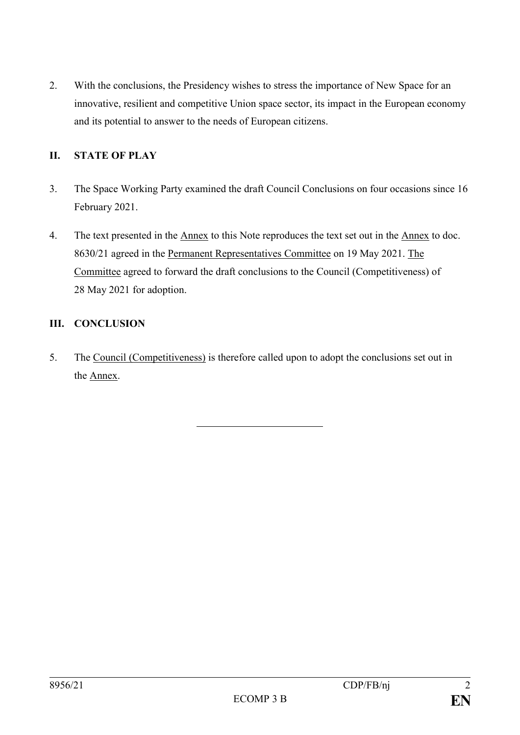2. With the conclusions, the Presidency wishes to stress the importance of New Space for an innovative, resilient and competitive Union space sector, its impact in the European economy and its potential to answer to the needs of European citizens.

## II. STATE OF PLAY

3. The Space Working Party examined the draft Council Conclusions on four occasions since 16 February 2021.

4. The text presented in the Annex to this Note reproduces the text set out in the Annex to doc. 8630/21 agreed in the Permanent Representatives Committee on 19 May 2021. The Committee agreed to forward the draft conclusions to the Council (Competitiveness) of 28 May 2021 for adoption.

## III. CONCLUSION

5. The Council (Competitiveness) is therefore called upon to adopt the conclusions set out in the Annex.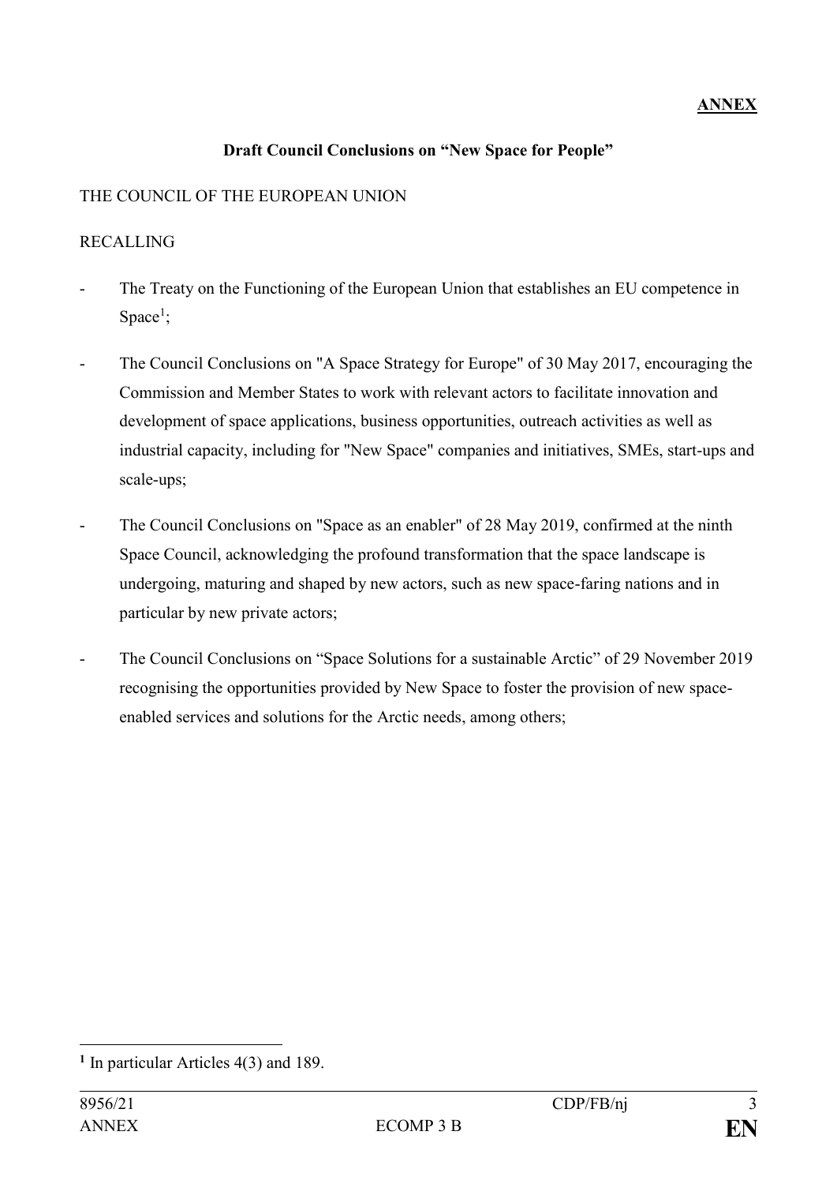**ANNEX**

**Draft Council Conclusions on "New Space for People"**

THE COUNCIL OF THE EUROPEAN UNION

RECALLING

- The Treaty on the Functioning of the European Union that establishes an EU competence in Space[1];
- The Council Conclusions on "A Space Strategy for Europe" of 30 May 2017, encouraging the Commission and Member States to work with relevant actors to facilitate innovation and development of space applications, business opportunities, outreach activities as well as industrial capacity, including for "New Space" companies and initiatives, SMEs, start-ups and scale-ups;
- The Council Conclusions on "Space as an enabler" of 28 May 2019, confirmed at the ninth Space Council, acknowledging the profound transformation that the space landscape is undergoing, maturing and shaped by new actors, such as new space-faring nations and in particular by new private actors;
- The Council Conclusions on "Space Solutions for a sustainable Arctic" of 29 November 2019 recognising the opportunities provided by New Space to foster the provision of new space-enabled services and solutions for the Arctic needs, among others;

[1] In particular Articles 4(3) and 189.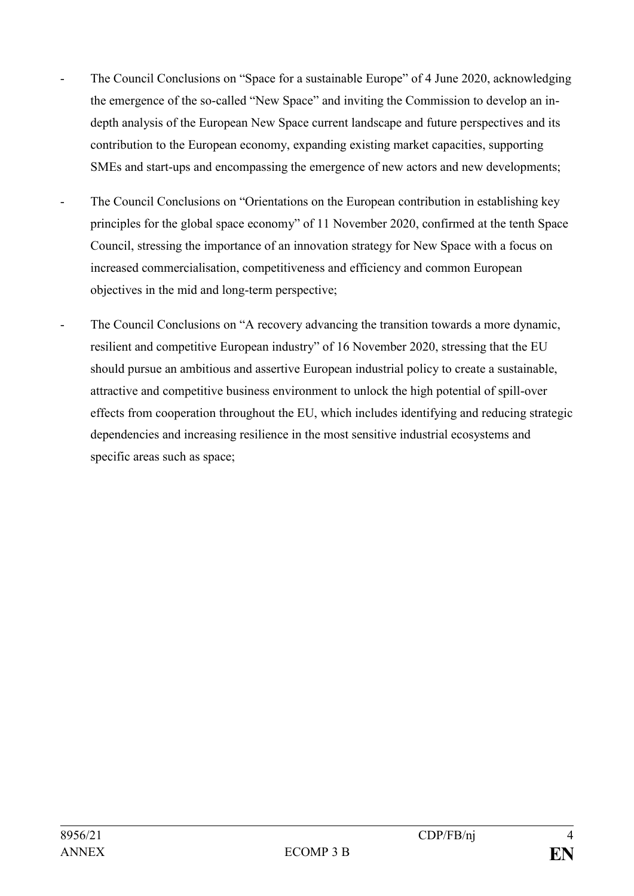- The Council Conclusions on "Space for a sustainable Europe" of 4 June 2020, acknowledging the emergence of the so-called "New Space" and inviting the Commission to develop an in-depth analysis of the European New Space current landscape and future perspectives and its contribution to the European economy, expanding existing market capacities, supporting SMEs and start-ups and encompassing the emergence of new actors and new developments;
- The Council Conclusions on "Orientations on the European contribution in establishing key principles for the global space economy" of 11 November 2020, confirmed at the tenth Space Council, stressing the importance of an innovation strategy for New Space with a focus on increased commercialisation, competitiveness and efficiency and common European objectives in the mid and long-term perspective;
- The Council Conclusions on "A recovery advancing the transition towards a more dynamic, resilient and competitive European industry" of 16 November 2020, stressing that the EU should pursue an ambitious and assertive European industrial policy to create a sustainable, attractive and competitive business environment to unlock the high potential of spill-over effects from cooperation throughout the EU, which includes identifying and reducing strategic dependencies and increasing resilience in the most sensitive industrial ecosystems and specific areas such as space;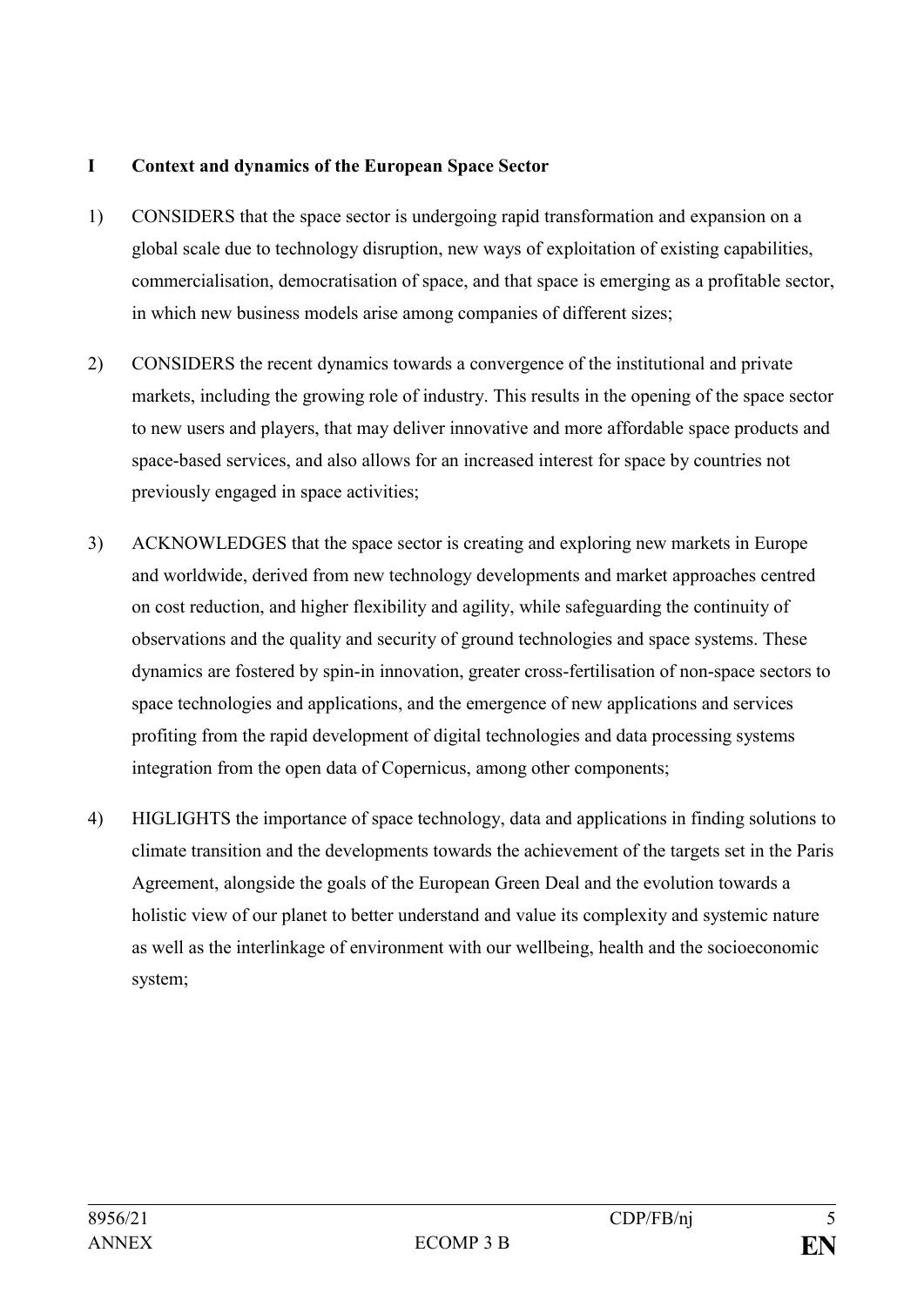## I Context and dynamics of the European Space Sector

1) CONSIDERS that the space sector is undergoing rapid transformation and expansion on a global scale due to technology disruption, new ways of exploitation of existing capabilities, commercialisation, democratisation of space, and that space is emerging as a profitable sector, in which new business models arise among companies of different sizes;

2) CONSIDERS the recent dynamics towards a convergence of the institutional and private markets, including the growing role of industry. This results in the opening of the space sector to new users and players, that may deliver innovative and more affordable space products and space-based services, and also allows for an increased interest for space by countries not previously engaged in space activities;

3) ACKNOWLEDGES that the space sector is creating and exploring new markets in Europe and worldwide, derived from new technology developments and market approaches centred on cost reduction, and higher flexibility and agility, while safeguarding the continuity of observations and the quality and security of ground technologies and space systems. These dynamics are fostered by spin-in innovation, greater cross-fertilisation of non-space sectors to space technologies and applications, and the emergence of new applications and services profiting from the rapid development of digital technologies and data processing systems integration from the open data of Copernicus, among other components;

4) HIGLIGHTS the importance of space technology, data and applications in finding solutions to climate transition and the developments towards the achievement of the targets set in the Paris Agreement, alongside the goals of the European Green Deal and the evolution towards a holistic view of our planet to better understand and value its complexity and systemic nature as well as the interlinkage of environment with our wellbeing, health and the socioeconomic system;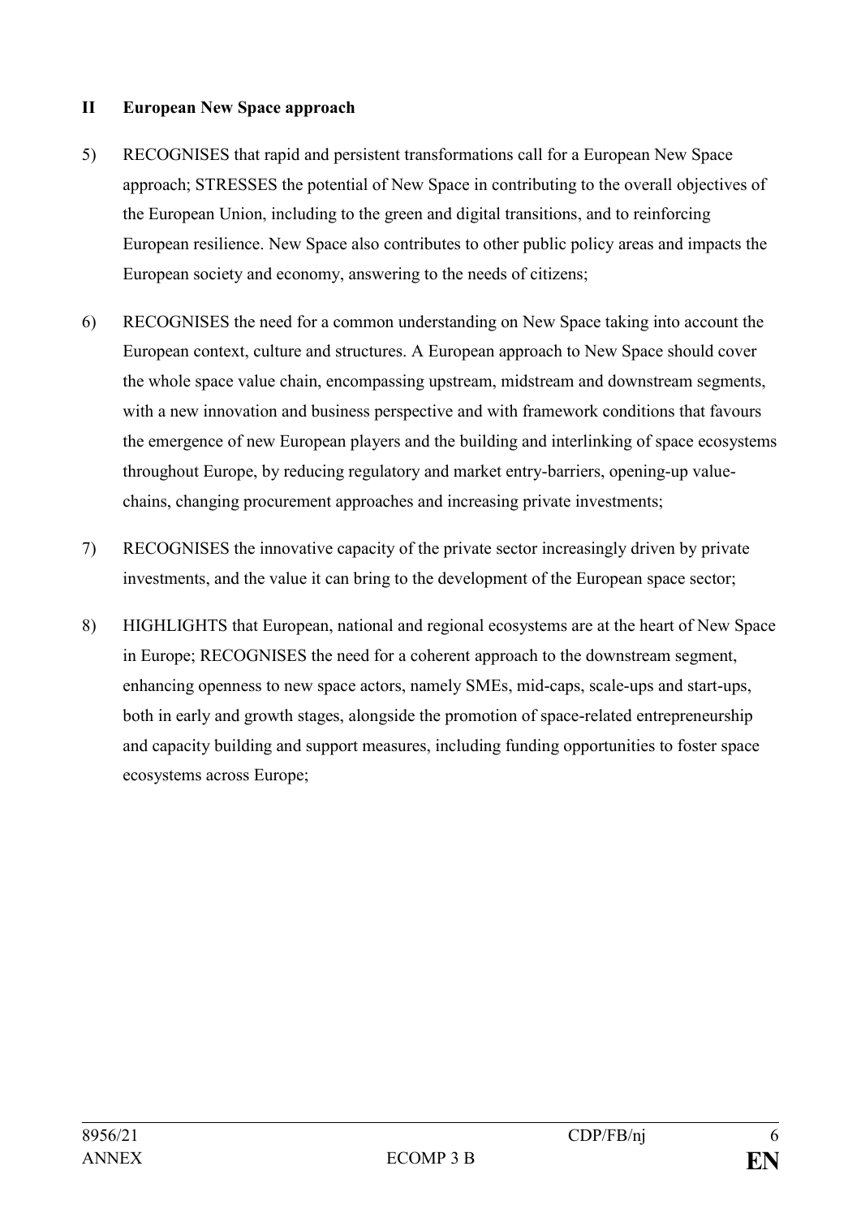## II European New Space approach

5) RECOGNISES that rapid and persistent transformations call for a European New Space approach; STRESSES the potential of New Space in contributing to the overall objectives of the European Union, including to the green and digital transitions, and to reinforcing European resilience. New Space also contributes to other public policy areas and impacts the European society and economy, answering to the needs of citizens;

6) RECOGNISES the need for a common understanding on New Space taking into account the European context, culture and structures. A European approach to New Space should cover the whole space value chain, encompassing upstream, midstream and downstream segments, with a new innovation and business perspective and with framework conditions that favours the emergence of new European players and the building and interlinking of space ecosystems throughout Europe, by reducing regulatory and market entry-barriers, opening-up value-chains, changing procurement approaches and increasing private investments;

7) RECOGNISES the innovative capacity of the private sector increasingly driven by private investments, and the value it can bring to the development of the European space sector;

8) HIGHLIGHTS that European, national and regional ecosystems are at the heart of New Space in Europe; RECOGNISES the need for a coherent approach to the downstream segment, enhancing openness to new space actors, namely SMEs, mid-caps, scale-ups and start-ups, both in early and growth stages, alongside the promotion of space-related entrepreneurship and capacity building and support measures, including funding opportunities to foster space ecosystems across Europe;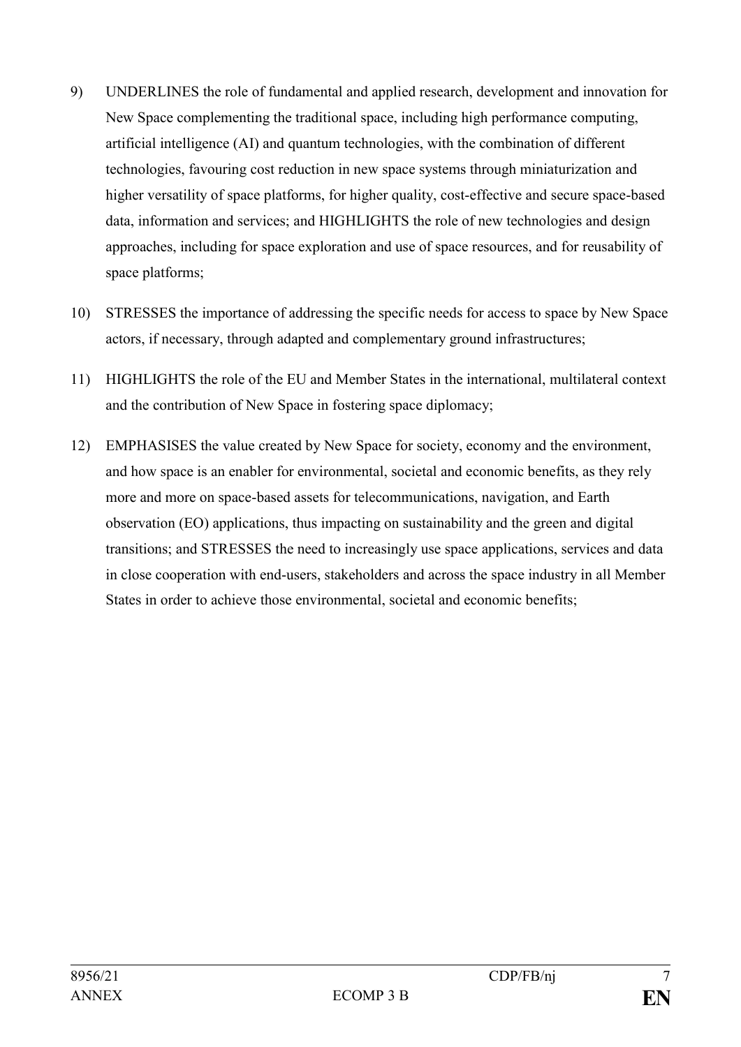9) UNDERLINES the role of fundamental and applied research, development and innovation for New Space complementing the traditional space, including high performance computing, artificial intelligence (AI) and quantum technologies, with the combination of different technologies, favouring cost reduction in new space systems through miniaturization and higher versatility of space platforms, for higher quality, cost-effective and secure space-based data, information and services; and HIGHLIGHTS the role of new technologies and design approaches, including for space exploration and use of space resources, and for reusability of space platforms;

10) STRESSES the importance of addressing the specific needs for access to space by New Space actors, if necessary, through adapted and complementary ground infrastructures;

11) HIGHLIGHTS the role of the EU and Member States in the international, multilateral context and the contribution of New Space in fostering space diplomacy;

12) EMPHASISES the value created by New Space for society, economy and the environment, and how space is an enabler for environmental, societal and economic benefits, as they rely more and more on space-based assets for telecommunications, navigation, and Earth observation (EO) applications, thus impacting on sustainability and the green and digital transitions; and STRESSES the need to increasingly use space applications, services and data in close cooperation with end-users, stakeholders and across the space industry in all Member States in order to achieve those environmental, societal and economic benefits;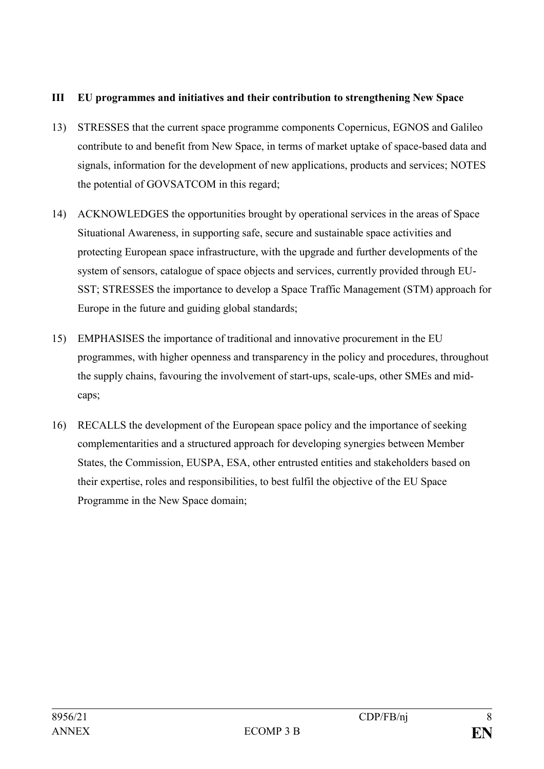## III EU programmes and initiatives and their contribution to strengthening New Space

13) STRESSES that the current space programme components Copernicus, EGNOS and Galileo contribute to and benefit from New Space, in terms of market uptake of space-based data and signals, information for the development of new applications, products and services; NOTES the potential of GOVSATCOM in this regard;

14) ACKNOWLEDGES the opportunities brought by operational services in the areas of Space Situational Awareness, in supporting safe, secure and sustainable space activities and protecting European space infrastructure, with the upgrade and further developments of the system of sensors, catalogue of space objects and services, currently provided through EU-SST; STRESSES the importance to develop a Space Traffic Management (STM) approach for Europe in the future and guiding global standards;

15) EMPHASISES the importance of traditional and innovative procurement in the EU programmes, with higher openness and transparency in the policy and procedures, throughout the supply chains, favouring the involvement of start-ups, scale-ups, other SMEs and mid-caps;

16) RECALLS the development of the European space policy and the importance of seeking complementarities and a structured approach for developing synergies between Member States, the Commission, EUSPA, ESA, other entrusted entities and stakeholders based on their expertise, roles and responsibilities, to best fulfil the objective of the EU Space Programme in the New Space domain;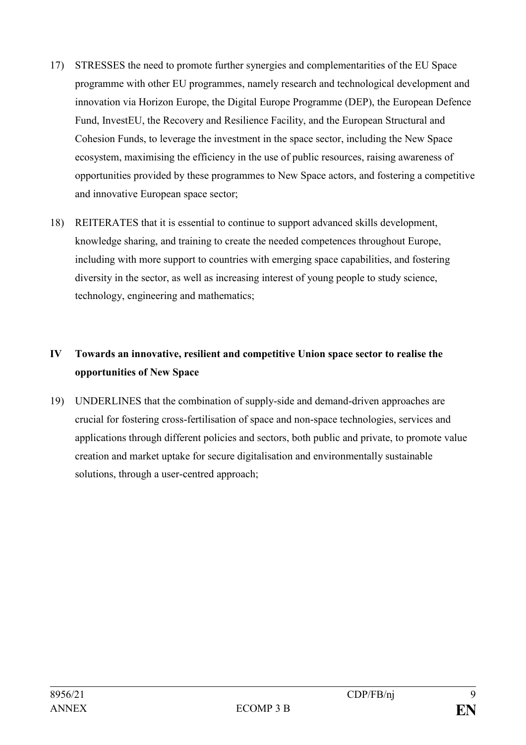17) STRESSES the need to promote further synergies and complementarities of the EU Space programme with other EU programmes, namely research and technological development and innovation via Horizon Europe, the Digital Europe Programme (DEP), the European Defence Fund, InvestEU, the Recovery and Resilience Facility, and the European Structural and Cohesion Funds, to leverage the investment in the space sector, including the New Space ecosystem, maximising the efficiency in the use of public resources, raising awareness of opportunities provided by these programmes to New Space actors, and fostering a competitive and innovative European space sector;

18) REITERATES that it is essential to continue to support advanced skills development, knowledge sharing, and training to create the needed competences throughout Europe, including with more support to countries with emerging space capabilities, and fostering diversity in the sector, as well as increasing interest of young people to study science, technology, engineering and mathematics;

## IV Towards an innovative, resilient and competitive Union space sector to realise the opportunities of New Space

19) UNDERLINES that the combination of supply-side and demand-driven approaches are crucial for fostering cross-fertilisation of space and non-space technologies, services and applications through different policies and sectors, both public and private, to promote value creation and market uptake for secure digitalisation and environmentally sustainable solutions, through a user-centred approach;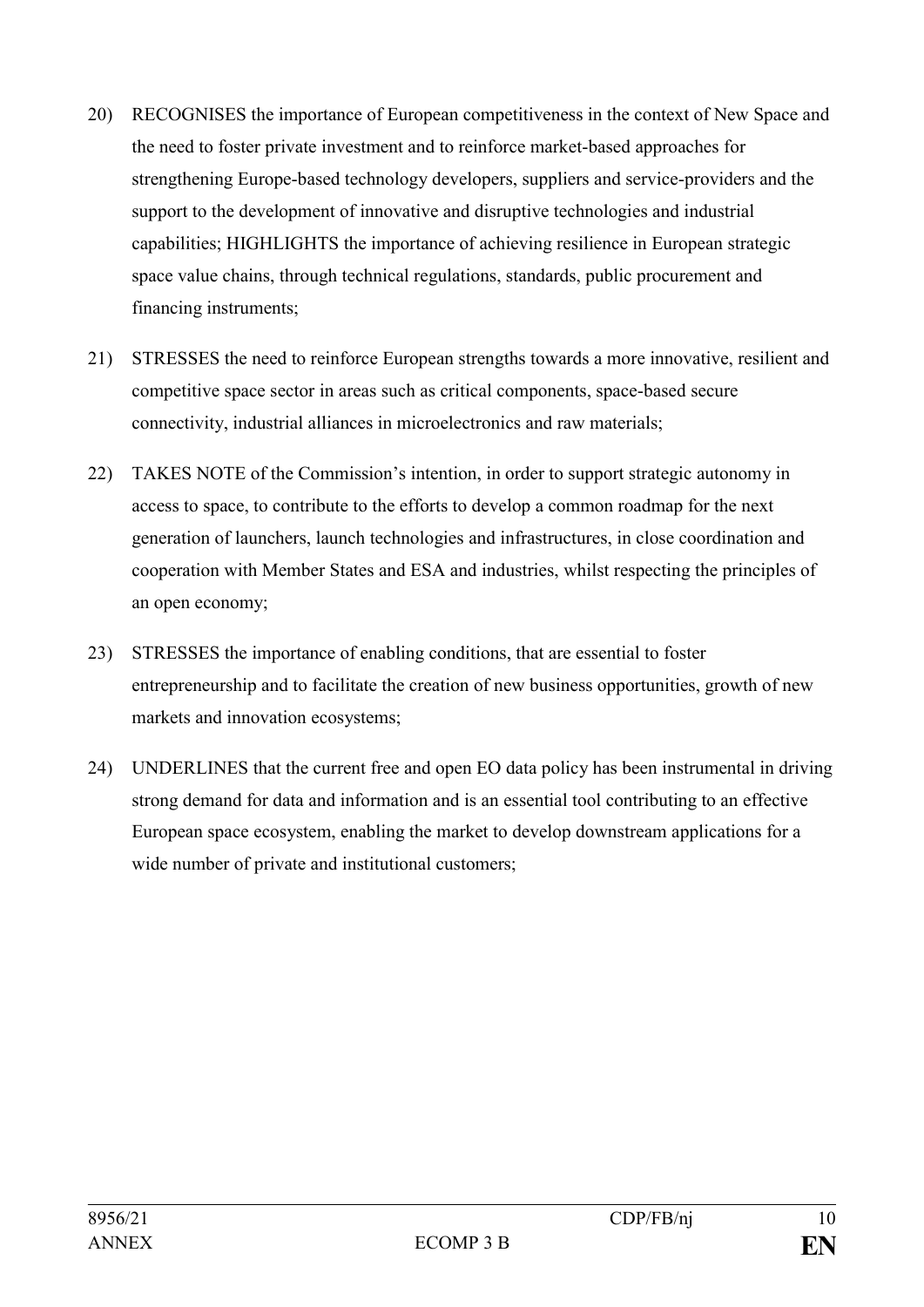20) RECOGNISES the importance of European competitiveness in the context of New Space and the need to foster private investment and to reinforce market-based approaches for strengthening Europe-based technology developers, suppliers and service-providers and the support to the development of innovative and disruptive technologies and industrial capabilities; HIGHLIGHTS the importance of achieving resilience in European strategic space value chains, through technical regulations, standards, public procurement and financing instruments;

21) STRESSES the need to reinforce European strengths towards a more innovative, resilient and competitive space sector in areas such as critical components, space-based secure connectivity, industrial alliances in microelectronics and raw materials;

22) TAKES NOTE of the Commission's intention, in order to support strategic autonomy in access to space, to contribute to the efforts to develop a common roadmap for the next generation of launchers, launch technologies and infrastructures, in close coordination and cooperation with Member States and ESA and industries, whilst respecting the principles of an open economy;

23) STRESSES the importance of enabling conditions, that are essential to foster entrepreneurship and to facilitate the creation of new business opportunities, growth of new markets and innovation ecosystems;

24) UNDERLINES that the current free and open EO data policy has been instrumental in driving strong demand for data and information and is an essential tool contributing to an effective European space ecosystem, enabling the market to develop downstream applications for a wide number of private and institutional customers;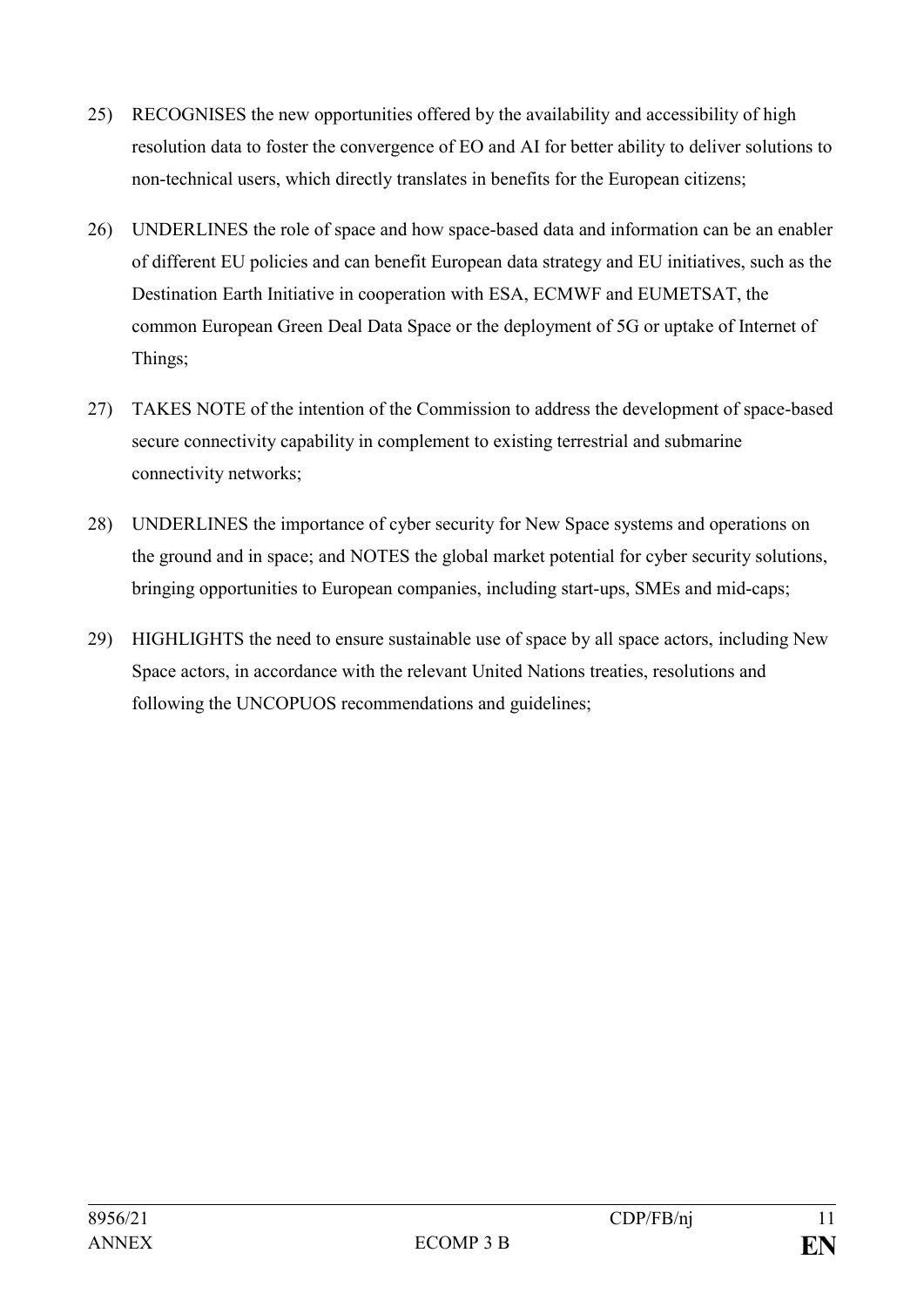25) RECOGNISES the new opportunities offered by the availability and accessibility of high resolution data to foster the convergence of EO and AI for better ability to deliver solutions to non-technical users, which directly translates in benefits for the European citizens;

26) UNDERLINES the role of space and how space-based data and information can be an enabler of different EU policies and can benefit European data strategy and EU initiatives, such as the Destination Earth Initiative in cooperation with ESA, ECMWF and EUMETSAT, the common European Green Deal Data Space or the deployment of 5G or uptake of Internet of Things;

27) TAKES NOTE of the intention of the Commission to address the development of space-based secure connectivity capability in complement to existing terrestrial and submarine connectivity networks;

28) UNDERLINES the importance of cyber security for New Space systems and operations on the ground and in space; and NOTES the global market potential for cyber security solutions, bringing opportunities to European companies, including start-ups, SMEs and mid-caps;

29) HIGHLIGHTS the need to ensure sustainable use of space by all space actors, including New Space actors, in accordance with the relevant United Nations treaties, resolutions and following the UNCOPUOS recommendations and guidelines;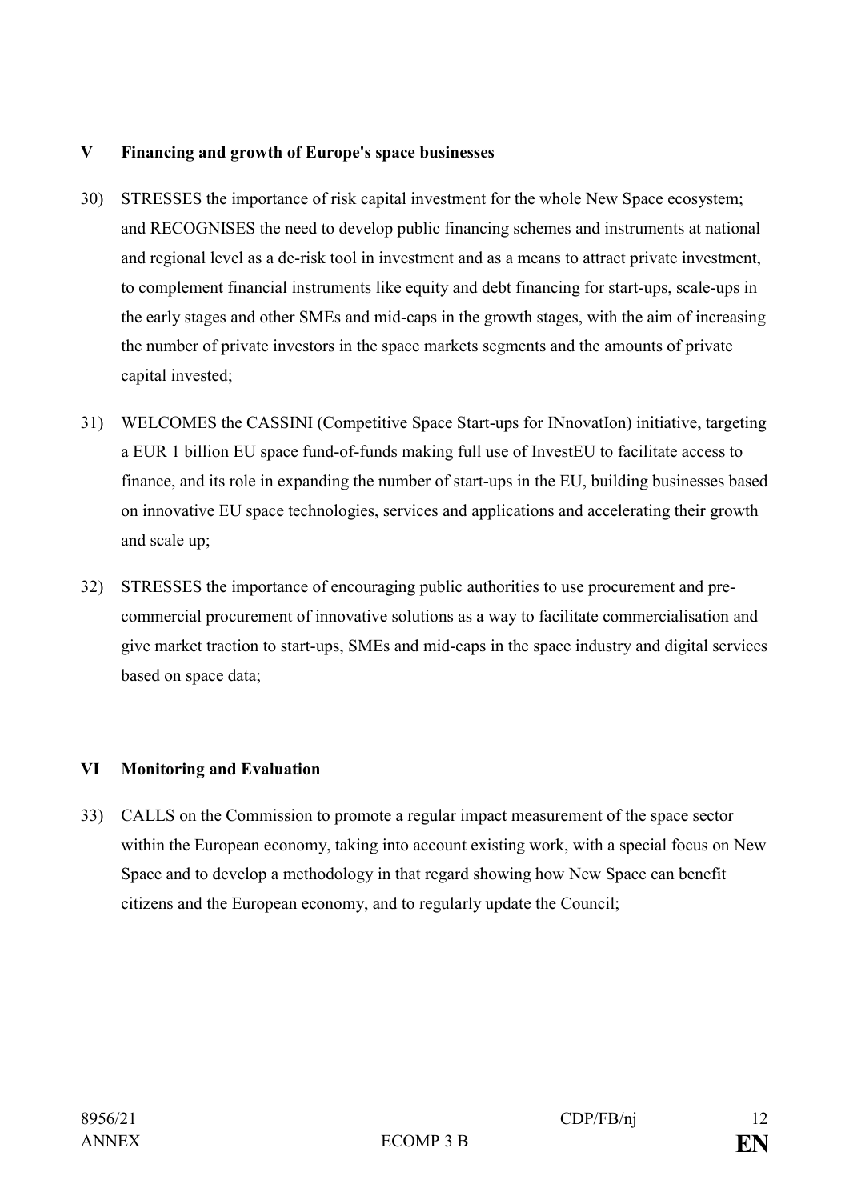## V Financing and growth of Europe's space businesses

30) STRESSES the importance of risk capital investment for the whole New Space ecosystem; and RECOGNISES the need to develop public financing schemes and instruments at national and regional level as a de-risk tool in investment and as a means to attract private investment, to complement financial instruments like equity and debt financing for start-ups, scale-ups in the early stages and other SMEs and mid-caps in the growth stages, with the aim of increasing the number of private investors in the space markets segments and the amounts of private capital invested;

31) WELCOMES the CASSINI (Competitive Space Start-ups for INnovatIon) initiative, targeting a EUR 1 billion EU space fund-of-funds making full use of InvestEU to facilitate access to finance, and its role in expanding the number of start-ups in the EU, building businesses based on innovative EU space technologies, services and applications and accelerating their growth and scale up;

32) STRESSES the importance of encouraging public authorities to use procurement and pre-commercial procurement of innovative solutions as a way to facilitate commercialisation and give market traction to start-ups, SMEs and mid-caps in the space industry and digital services based on space data;

## VI Monitoring and Evaluation

33) CALLS on the Commission to promote a regular impact measurement of the space sector within the European economy, taking into account existing work, with a special focus on New Space and to develop a methodology in that regard showing how New Space can benefit citizens and the European economy, and to regularly update the Council;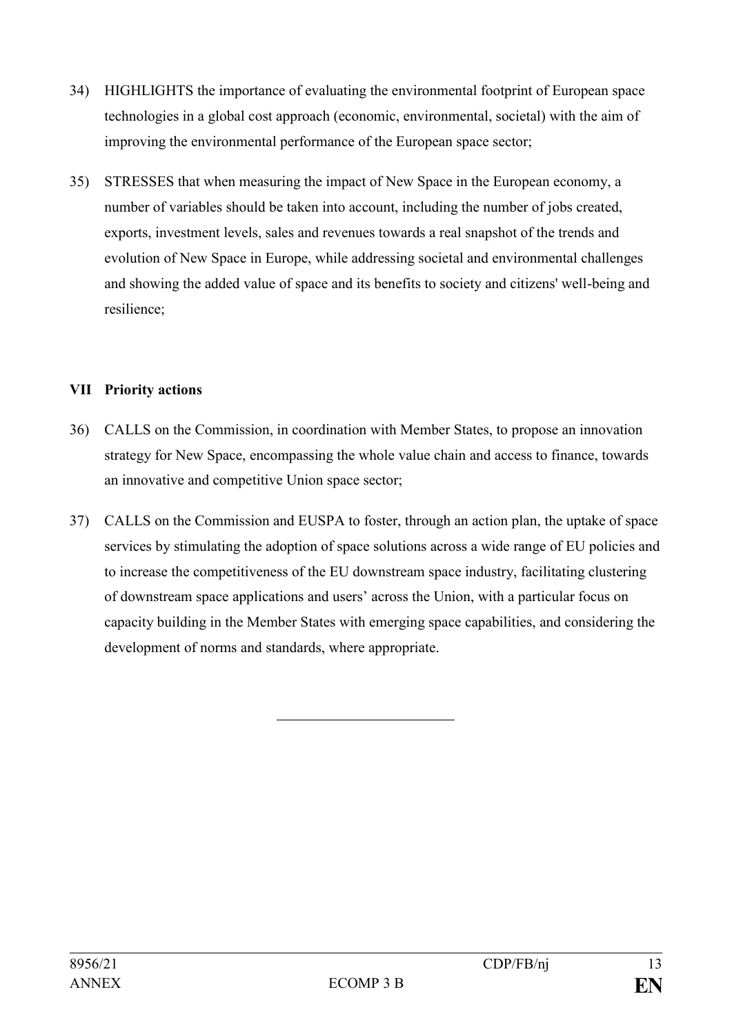34) HIGHLIGHTS the importance of evaluating the environmental footprint of European space technologies in a global cost approach (economic, environmental, societal) with the aim of improving the environmental performance of the European space sector;

35) STRESSES that when measuring the impact of New Space in the European economy, a number of variables should be taken into account, including the number of jobs created, exports, investment levels, sales and revenues towards a real snapshot of the trends and evolution of New Space in Europe, while addressing societal and environmental challenges and showing the added value of space and its benefits to society and citizens' well-being and resilience;

## VII Priority actions

36) CALLS on the Commission, in coordination with Member States, to propose an innovation strategy for New Space, encompassing the whole value chain and access to finance, towards an innovative and competitive Union space sector;

37) CALLS on the Commission and EUSPA to foster, through an action plan, the uptake of space services by stimulating the adoption of space solutions across a wide range of EU policies and to increase the competitiveness of the EU downstream space industry, facilitating clustering of downstream space applications and users' across the Union, with a particular focus on capacity building in the Member States with emerging space capabilities, and considering the development of norms and standards, where appropriate.